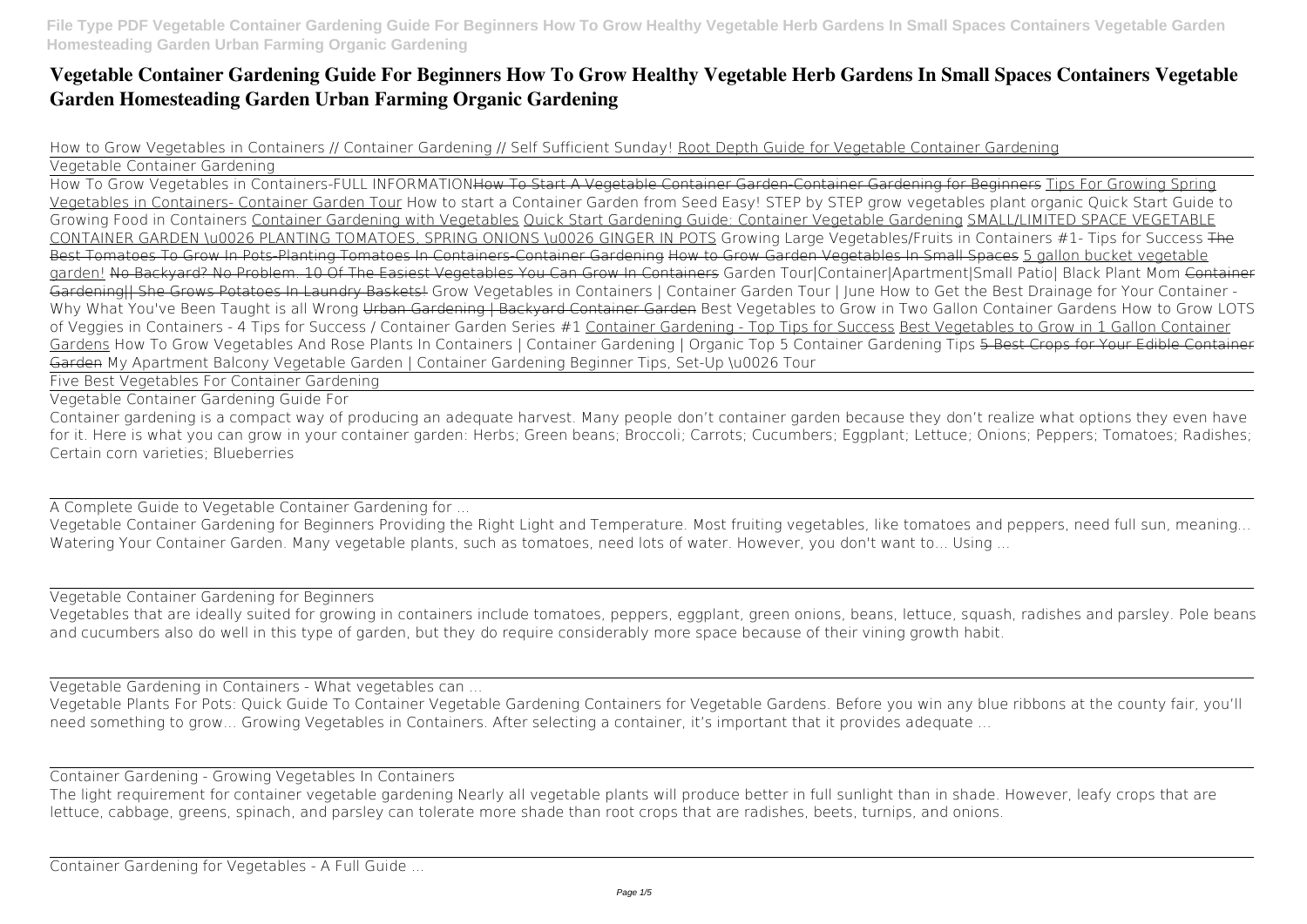# Vegetable Container Gardening Guide For Beginners How To Grow Healthy Vegetable Herb Gardens In Small Spaces Containers Vegetable Garden Homesteading Garden Urban Farming Organic Gardening

How to Grow Vegetables in Containers // Container Gardening // Self Sufficient Sunday! Root Depth Guide for Vegetable Container Gardening

Vegetable Container Gardening

How To Grow Vegetables in Containers-FULL INFORMATIONHow To Start A Vegetable Container Garden-Container Gardening for Beginners Tips For Growing Spring Vegetables in Containers- Container Garden Tour How to start a Container Garden from Seed Easy! STEP by STEP grow vegetables plant organic Quick Start Guide to Growing Food in Containers Container Gardening with Vegetables Quick Start Gardening Guide: Container Vegetable Gardening SMALL/LIMITED SPACE VEGETABLE CONTAINER GARDEN \u0026 PLANTING TOMATOES, SPRING ONIONS \u0026 GINGER IN POTS Growing Large Vegetables/Fruits in Containers #1- Tips for Success The Best Tomatoes To Grow In Pots-Planting Tomatoes In Containers-Container Gardening How to Grow Garden Vegetables In Small Spaces 5 gallon bucket vegetable garden! No Backyard? No Problem. 10 Of The Easiest Vegetables You Can Grow In Containers Garden Tour|Container|Apartment|Small Patio| Black Plant Mom Container Gardening|| She Grows Potatoes In Laundry Baskets! Grow Vegetables in Containers | Container Garden Tour | June How to Get the Best Drainage for Your Container - Why What You've Been Taught is all Wrong Urban Gardening | Backyard Container Garden Best Vegetables to Grow in Two Gallon Container Gardens How to Grow LOTS of Veggies in Containers - 4 Tips for Success / Container Garden Series #1 Container Gardening - Top Tips for Success Best Vegetables to Grow in 1 Gallon Container Gardens How To Grow Vegetables And Rose Plants In Containers | Container Gardening | Organic Top 5 Container Gardening Tips 5 Best Crops for Your Edible Container Garden My Apartment Balcony Vegetable Garden | Container Gardening Beginner Tips, Set-Up \u0026 Tour

Five Best Vegetables For Container Gardening

Vegetable Container Gardening Guide For

Container gardening is a compact way of producing an adequate harvest. Many people don't container garden because they don't realize what options they even have for it. Here is what you can grow in your container garden: Herbs; Green beans; Broccoli; Carrots; Cucumbers; Eggplant; Lettuce; Onions; Peppers; Tomatoes; Radishes; Certain corn varieties; Blueberries

A Complete Guide to Vegetable Container Gardening for ...

Vegetable Container Gardening for Beginners Providing the Right Light and Temperature. Most fruiting vegetables, like tomatoes and peppers, need full sun, meaning... Watering Your Container Garden. Many vegetable plants, such as tomatoes, need lots of water. However, you don't want to... Using ...

Vegetable Container Gardening for Beginners

Vegetables that are ideally suited for growing in containers include tomatoes, peppers, eggplant, green onions, beans, lettuce, squash, radishes and parsley. Pole beans and cucumbers also do well in this type of garden, but they do require considerably more space because of their vining growth habit.

Vegetable Gardening in Containers - What vegetables can ...

Vegetable Plants For Pots: Quick Guide To Container Vegetable Gardening Containers for Vegetable Gardens. Before you win any blue ribbons at the county fair, you'll need something to grow... Growing Vegetables in Containers. After selecting a container, it's important that it provides adequate ...

Container Gardening - Growing Vegetables In Containers

The light requirement for container vegetable gardening Nearly all vegetable plants will produce better in full sunlight than in shade. However, leafy crops that are lettuce, cabbage, greens, spinach, and parsley can tolerate more shade than root crops that are radishes, beets, turnips, and onions.

Container Gardening for Vegetables - A Full Guide ...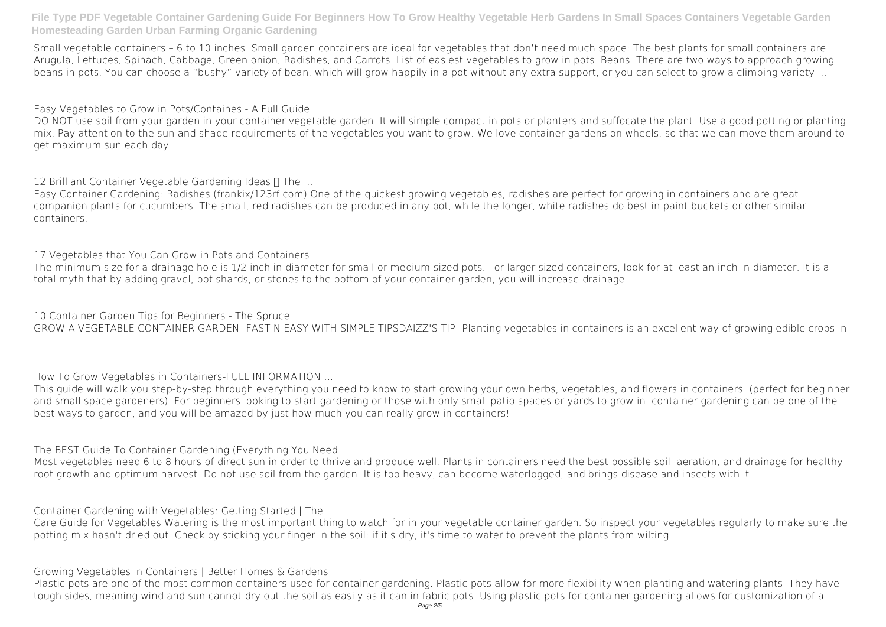Small vegetable containers – 6 to 10 inches. Small garden containers are ideal for vegetables that don't need much space; The best plants for small containers are Arugula, Lettuces, Spinach, Cabbage, Green onion, Radishes, and Carrots. List of easiest vegetables to grow in pots. Beans. There are two ways to approach growing beans in pots. You can choose a "bushy" variety of bean, which will grow happily in a pot without any extra support, or you can select to grow a climbing variety ...

Easy Vegetables to Grow in Pots/Containes - A Full Guide ...

DO NOT use soil from your garden in your container vegetable garden. It will simple compact in pots or planters and suffocate the plant. Use a good potting or planting mix. Pay attention to the sun and shade requirements of the vegetables you want to grow. We love container gardens on wheels, so that we can move them around to get maximum sun each day.

12 Brilliant Container Vegetable Gardening Ideas  The ...

Easy Container Gardening: Radishes (frankix/123rf.com) One of the quickest growing vegetables, radishes are perfect for growing in containers and are great companion plants for cucumbers. The small, red radishes can be produced in any pot, while the longer, white radishes do best in paint buckets or other similar containers.

17 Vegetables that You Can Grow in Pots and Containers

The minimum size for a drainage hole is 1/2 inch in diameter for small or medium-sized pots. For larger sized containers, look for at least an inch in diameter. It is a total myth that by adding gravel, pot shards, or stones to the bottom of your container garden, you will increase drainage.

10 Container Garden Tips for Beginners - The Spruce

GROW A VEGETABLE CONTAINER GARDEN -FAST N EASY WITH SIMPLE TIPSDAIZZ'S TIP:-Planting vegetables in containers is an excellent way of growing edible crops in ...

How To Grow Vegetables in Containers-FULL INFORMATION ...

This guide will walk you step-by-step through everything you need to know to start growing your own herbs, vegetables, and flowers in containers. (perfect for beginner and small space gardeners). For beginners looking to start gardening or those with only small patio spaces or yards to grow in, container gardening can be one of the best ways to garden, and you will be amazed by just how much you can really grow in containers!

The BEST Guide To Container Gardening (Everything You Need ...

Most vegetables need 6 to 8 hours of direct sun in order to thrive and produce well. Plants in containers need the best possible soil, aeration, and drainage for healthy root growth and optimum harvest. Do not use soil from the garden: It is too heavy, can become waterlogged, and brings disease and insects with it.

Container Gardening with Vegetables: Getting Started | The ...

Care Guide for Vegetables Watering is the most important thing to watch for in your vegetable container garden. So inspect your vegetables regularly to make sure the potting mix hasn't dried out. Check by sticking your finger in the soil; if it's dry, it's time to water to prevent the plants from wilting.

Growing Vegetables in Containers | Better Homes & Gardens

Plastic pots are one of the most common containers used for container gardening. Plastic pots allow for more flexibility when planting and watering plants. They have tough sides, meaning wind and sun cannot dry out the soil as easily as it can in fabric pots. Using plastic pots for container gardening allows for customization of a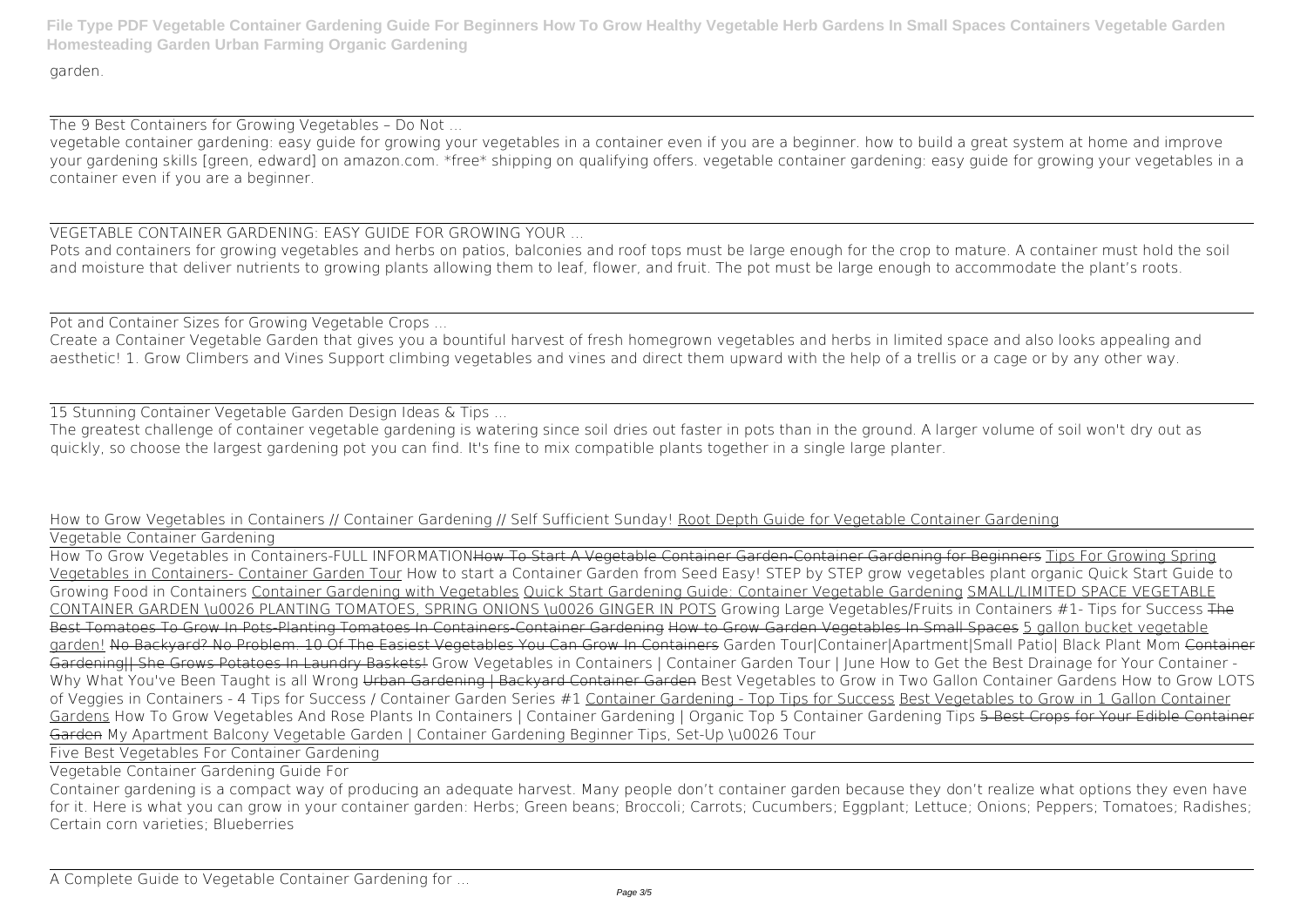garden.

The 9 Best Containers for Growing Vegetables – Do Not ...

vegetable container gardening: easy guide for growing your vegetables in a container even if you are a beginner. how to build a great system at home and improve your gardening skills [green, edward] on amazon.com. *free* shipping on qualifying offers. vegetable container gardening: easy guide for growing your vegetables in a container even if you are a beginner.

VEGETABLE CONTAINER GARDENING: EASY GUIDE FOR GROWING YOUR ...

Pots and containers for growing vegetables and herbs on patios, balconies and roof tops must be large enough for the crop to mature. A container must hold the soil and moisture that deliver nutrients to growing plants allowing them to leaf, flower, and fruit. The pot must be large enough to accommodate the plant's roots.

Pot and Container Sizes for Growing Vegetable Crops ...

Create a Container Vegetable Garden that gives you a bountiful harvest of fresh homegrown vegetables and herbs in limited space and also looks appealing and aesthetic! 1. Grow Climbers and Vines Support climbing vegetables and vines and direct them upward with the help of a trellis or a cage or by any other way.

15 Stunning Container Vegetable Garden Design Ideas & Tips ...

The greatest challenge of container vegetable gardening is watering since soil dries out faster in pots than in the ground. A larger volume of soil won't dry out as quickly, so choose the largest gardening pot you can find. It's fine to mix compatible plants together in a single large planter.

How to Grow Vegetables in Containers // Container Gardening // Self Sufficient Sunday! Root Depth Guide for Vegetable Container Gardening

Vegetable Container Gardening

How To Grow Vegetables in Containers-FULL INFORMATION~~How To Start A Vegetable Container Garden-Container Gardening for Beginners~~ Tips For Growing Spring Vegetables in Containers- Container Garden Tour How to start a Container Garden from Seed Easy! STEP by STEP grow vegetables plant organic Quick Start Guide to Growing Food in Containers Container Gardening with Vegetables Quick Start Gardening Guide: Container Vegetable Gardening SMALL/LIMITED SPACE VEGETABLE CONTAINER GARDEN \u0026 PLANTING TOMATOES, SPRING ONIONS \u0026 GINGER IN POTS Growing Large Vegetables/Fruits in Containers #1- Tips for Success ~~The Best Tomatoes To Grow In Pots-Planting Tomatoes In Containers-Container Gardening~~ How to Grow Garden Vegetables In Small Spaces 5 gallon bucket vegetable garden! ~~No Backyard? No Problem. 10 Of The Easiest Vegetables You Can Grow In Containers~~ Garden Tour|Container|Apartment|Small Patio| Black Plant Mom ~~Container Gardening|| She Grows Potatoes In Laundry Baskets!~~ Grow Vegetables in Containers | Container Garden Tour | June How to Get the Best Drainage for Your Container - Why What You've Been Taught is all Wrong ~~Urban Gardening | Backyard Container Garden~~ Best Vegetables to Grow in Two Gallon Container Gardens How to Grow LOTS of Veggies in Containers - 4 Tips for Success / Container Garden Series #1 Container Gardening - Top Tips for Success Best Vegetables to Grow in 1 Gallon Container Gardens How To Grow Vegetables And Rose Plants In Containers | Container Gardening | Organic Top 5 Container Gardening Tips ~~5 Best Crops for Your Edible Container Garden~~ My Apartment Balcony Vegetable Garden | Container Gardening Beginner Tips, Set-Up \u0026 Tour

Five Best Vegetables For Container Gardening

Vegetable Container Gardening Guide For

Container gardening is a compact way of producing an adequate harvest. Many people don't container garden because they don't realize what options they even have for it. Here is what you can grow in your container garden: Herbs; Green beans; Broccoli; Carrots; Cucumbers; Eggplant; Lettuce; Onions; Peppers; Tomatoes; Radishes; Certain corn varieties; Blueberries

A Complete Guide to Vegetable Container Gardening for ...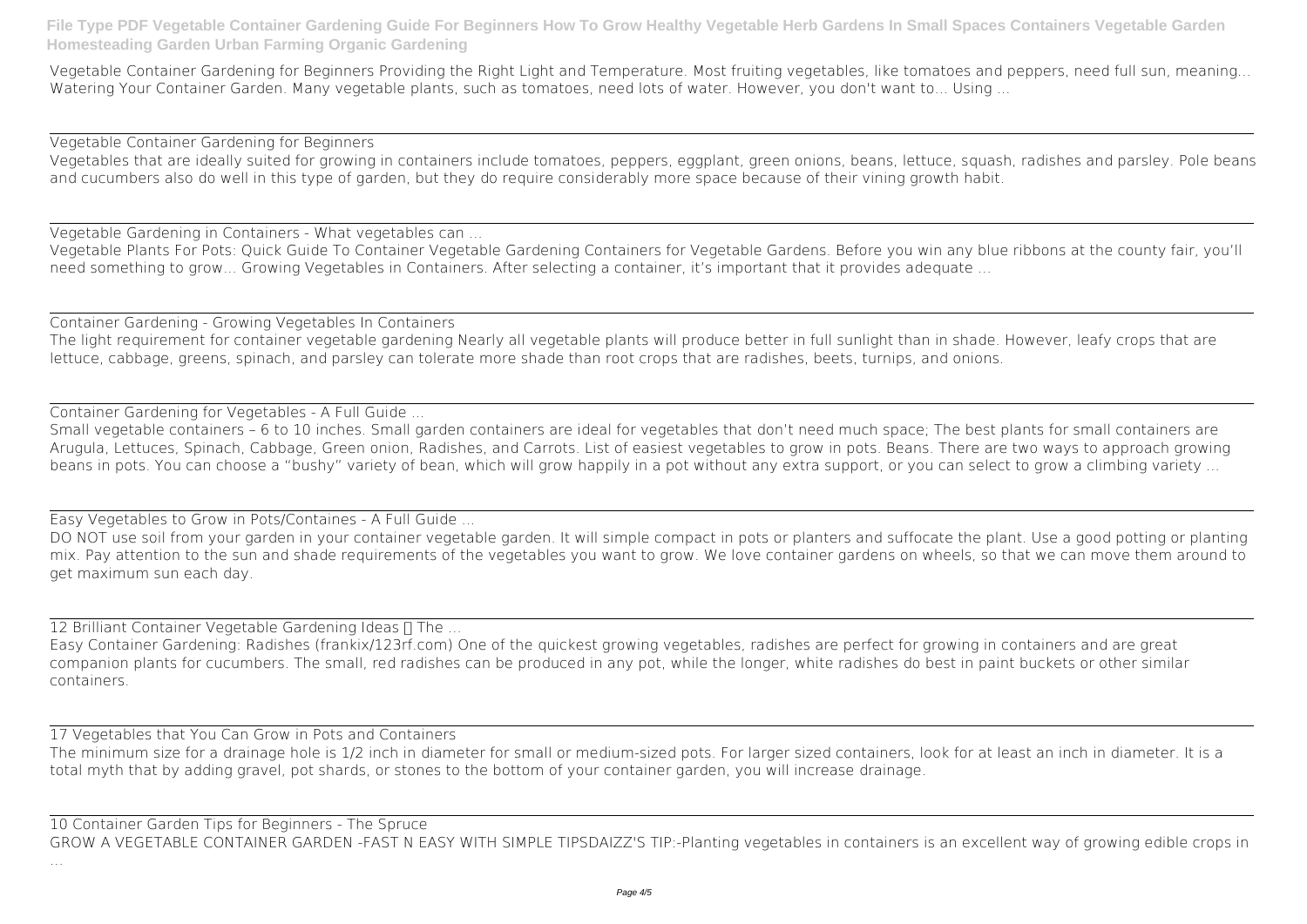Vegetable Container Gardening for Beginners Providing the Right Light and Temperature. Most fruiting vegetables, like tomatoes and peppers, need full sun, meaning... Watering Your Container Garden. Many vegetable plants, such as tomatoes, need lots of water. However, you don't want to... Using ...

---

Vegetable Container Gardening for Beginners

Vegetables that are ideally suited for growing in containers include tomatoes, peppers, eggplant, green onions, beans, lettuce, squash, radishes and parsley. Pole beans and cucumbers also do well in this type of garden, but they do require considerably more space because of their vining growth habit.

---

Vegetable Gardening in Containers - What vegetables can ...

Vegetable Plants For Pots: Quick Guide To Container Vegetable Gardening Containers for Vegetable Gardens. Before you win any blue ribbons at the county fair, you'll need something to grow... Growing Vegetables in Containers. After selecting a container, it's important that it provides adequate ...

---

Container Gardening - Growing Vegetables In Containers

The light requirement for container vegetable gardening Nearly all vegetable plants will produce better in full sunlight than in shade. However, leafy crops that are lettuce, cabbage, greens, spinach, and parsley can tolerate more shade than root crops that are radishes, beets, turnips, and onions.

---

Container Gardening for Vegetables - A Full Guide ...

Small vegetable containers – 6 to 10 inches. Small garden containers are ideal for vegetables that don't need much space; The best plants for small containers are Arugula, Lettuces, Spinach, Cabbage, Green onion, Radishes, and Carrots. List of easiest vegetables to grow in pots. Beans. There are two ways to approach growing beans in pots. You can choose a "bushy" variety of bean, which will grow happily in a pot without any extra support, or you can select to grow a climbing variety ...

---

Easy Vegetables to Grow in Pots/Containes - A Full Guide ...

DO NOT use soil from your garden in your container vegetable garden. It will simple compact in pots or planters and suffocate the plant. Use a good potting or planting mix. Pay attention to the sun and shade requirements of the vegetables you want to grow. We love container gardens on wheels, so that we can move them around to get maximum sun each day.

---

12 Brilliant Container Vegetable Gardening Ideas ▯ The ...

Easy Container Gardening: Radishes (frankix/123rf.com) One of the quickest growing vegetables, radishes are perfect for growing in containers and are great companion plants for cucumbers. The small, red radishes can be produced in any pot, while the longer, white radishes do best in paint buckets or other similar containers.

---

17 Vegetables that You Can Grow in Pots and Containers

The minimum size for a drainage hole is 1/2 inch in diameter for small or medium-sized pots. For larger sized containers, look for at least an inch in diameter. It is a total myth that by adding gravel, pot shards, or stones to the bottom of your container garden, you will increase drainage.

---

10 Container Garden Tips for Beginners - The Spruce

GROW A VEGETABLE CONTAINER GARDEN -FAST N EASY WITH SIMPLE TIPSDAIZZ'S TIP:-Planting vegetables in containers is an excellent way of growing edible crops in ...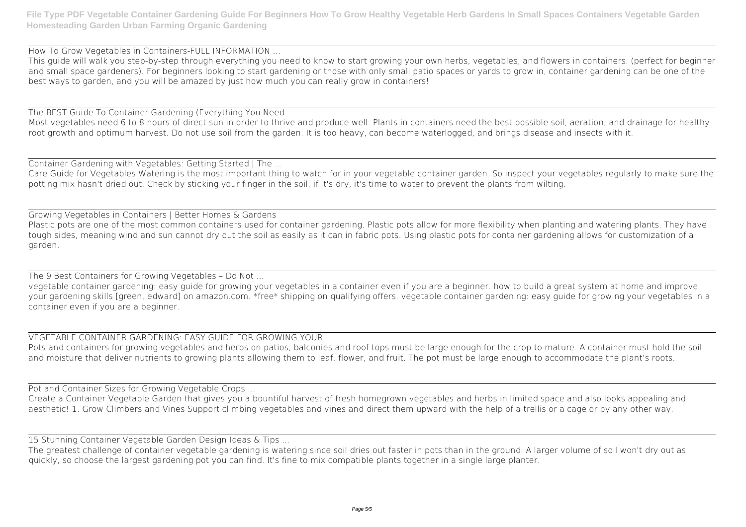How To Grow Vegetables in Containers-FULL INFORMATION ...

This guide will walk you step-by-step through everything you need to know to start growing your own herbs, vegetables, and flowers in containers. (perfect for beginner and small space gardeners). For beginners looking to start gardening or those with only small patio spaces or yards to grow in, container gardening can be one of the best ways to garden, and you will be amazed by just how much you can really grow in containers!

The BEST Guide To Container Gardening (Everything You Need ...

Most vegetables need 6 to 8 hours of direct sun in order to thrive and produce well. Plants in containers need the best possible soil, aeration, and drainage for healthy root growth and optimum harvest. Do not use soil from the garden: It is too heavy, can become waterlogged, and brings disease and insects with it.

Container Gardening with Vegetables: Getting Started | The ...

Care Guide for Vegetables Watering is the most important thing to watch for in your vegetable container garden. So inspect your vegetables regularly to make sure the potting mix hasn't dried out. Check by sticking your finger in the soil; if it's dry, it's time to water to prevent the plants from wilting.

Growing Vegetables in Containers | Better Homes & Gardens

Plastic pots are one of the most common containers used for container gardening. Plastic pots allow for more flexibility when planting and watering plants. They have tough sides, meaning wind and sun cannot dry out the soil as easily as it can in fabric pots. Using plastic pots for container gardening allows for customization of a garden.

The 9 Best Containers for Growing Vegetables – Do Not ...

vegetable container gardening: easy guide for growing your vegetables in a container even if you are a beginner. how to build a great system at home and improve your gardening skills [green, edward] on amazon.com. *free* shipping on qualifying offers. vegetable container gardening: easy guide for growing your vegetables in a container even if you are a beginner.

VEGETABLE CONTAINER GARDENING: EASY GUIDE FOR GROWING YOUR ...

Pots and containers for growing vegetables and herbs on patios, balconies and roof tops must be large enough for the crop to mature. A container must hold the soil and moisture that deliver nutrients to growing plants allowing them to leaf, flower, and fruit. The pot must be large enough to accommodate the plant's roots.

Pot and Container Sizes for Growing Vegetable Crops ...

Create a Container Vegetable Garden that gives you a bountiful harvest of fresh homegrown vegetables and herbs in limited space and also looks appealing and aesthetic! 1. Grow Climbers and Vines Support climbing vegetables and vines and direct them upward with the help of a trellis or a cage or by any other way.

15 Stunning Container Vegetable Garden Design Ideas & Tips ...

The greatest challenge of container vegetable gardening is watering since soil dries out faster in pots than in the ground. A larger volume of soil won't dry out as quickly, so choose the largest gardening pot you can find. It's fine to mix compatible plants together in a single large planter.